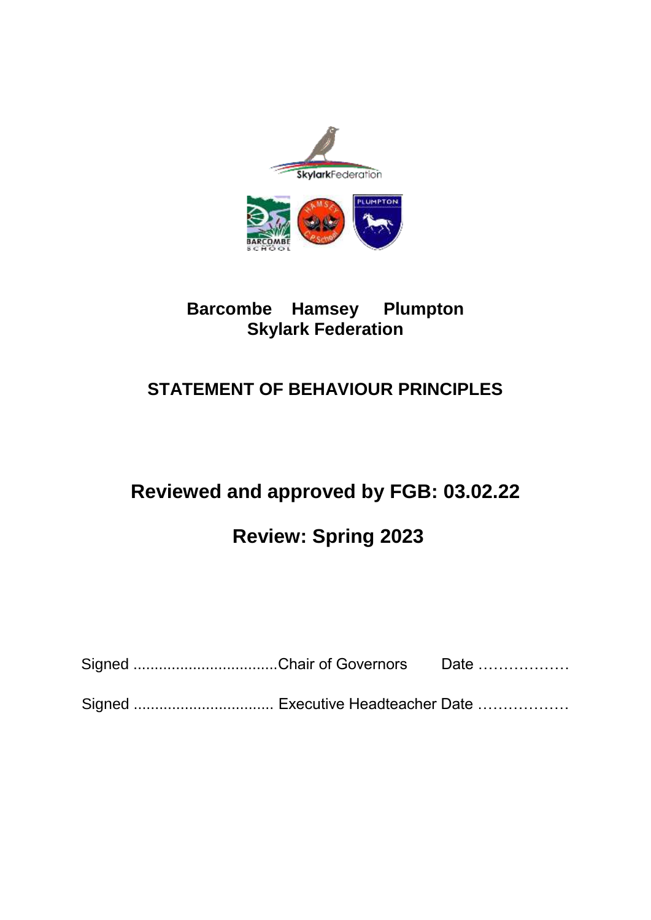**Barcombe Hamsey Plumpton**
**Skylark Federation**

# STATEMENT OF BEHAVIOUR PRINCIPLES

## Reviewed and approved by FGB: 03.02.22

## Review: Spring 2023

Signed ..................................Chair of Governors Date ………………

Signed ................................. Executive Headteacher Date ………………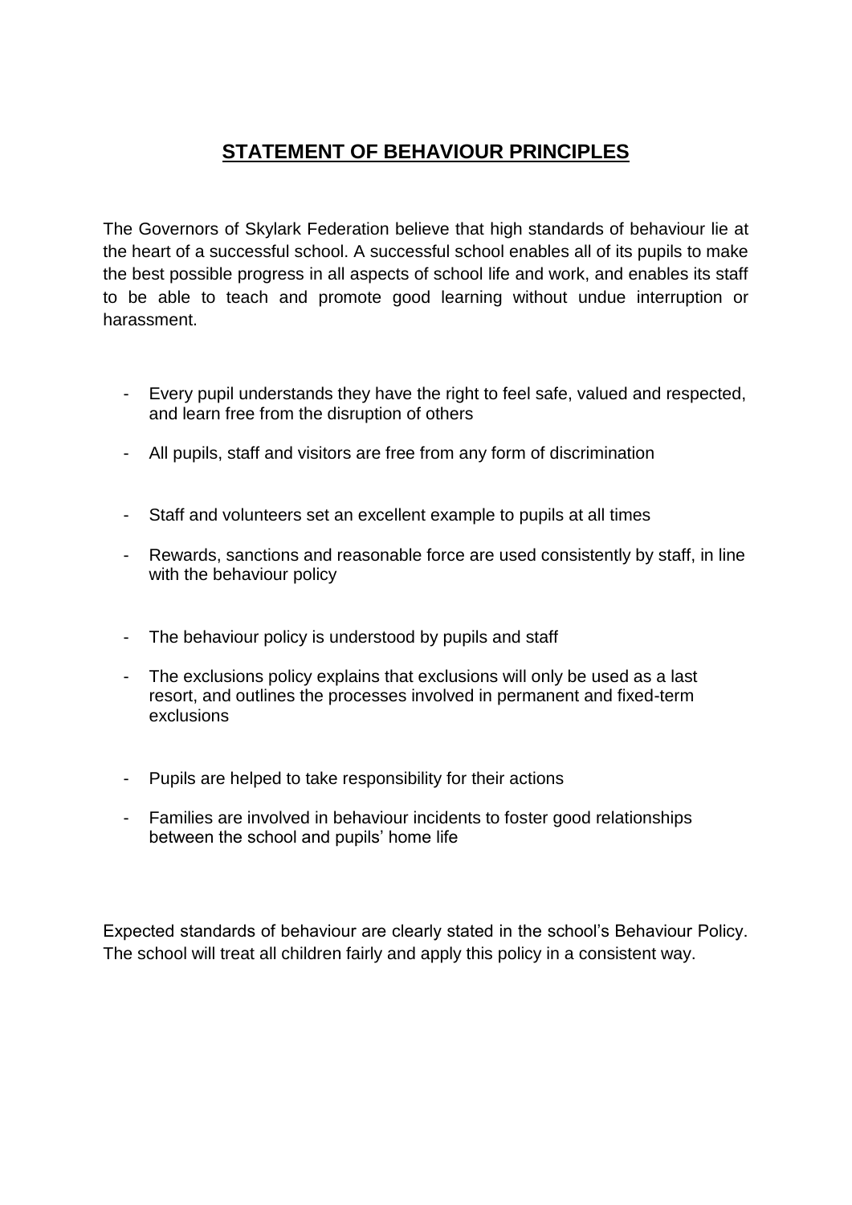# **STATEMENT OF BEHAVIOUR PRINCIPLES**

The Governors of Skylark Federation believe that high standards of behaviour lie at the heart of a successful school. A successful school enables all of its pupils to make the best possible progress in all aspects of school life and work, and enables its staff to be able to teach and promote good learning without undue interruption or harassment.

- Every pupil understands they have the right to feel safe, valued and respected, and learn free from the disruption of others
- All pupils, staff and visitors are free from any form of discrimination
- Staff and volunteers set an excellent example to pupils at all times
- Rewards, sanctions and reasonable force are used consistently by staff, in line with the behaviour policy
- The behaviour policy is understood by pupils and staff
- The exclusions policy explains that exclusions will only be used as a last resort, and outlines the processes involved in permanent and fixed-term exclusions
- Pupils are helped to take responsibility for their actions
- Families are involved in behaviour incidents to foster good relationships between the school and pupils' home life

Expected standards of behaviour are clearly stated in the school's Behaviour Policy. The school will treat all children fairly and apply this policy in a consistent way.